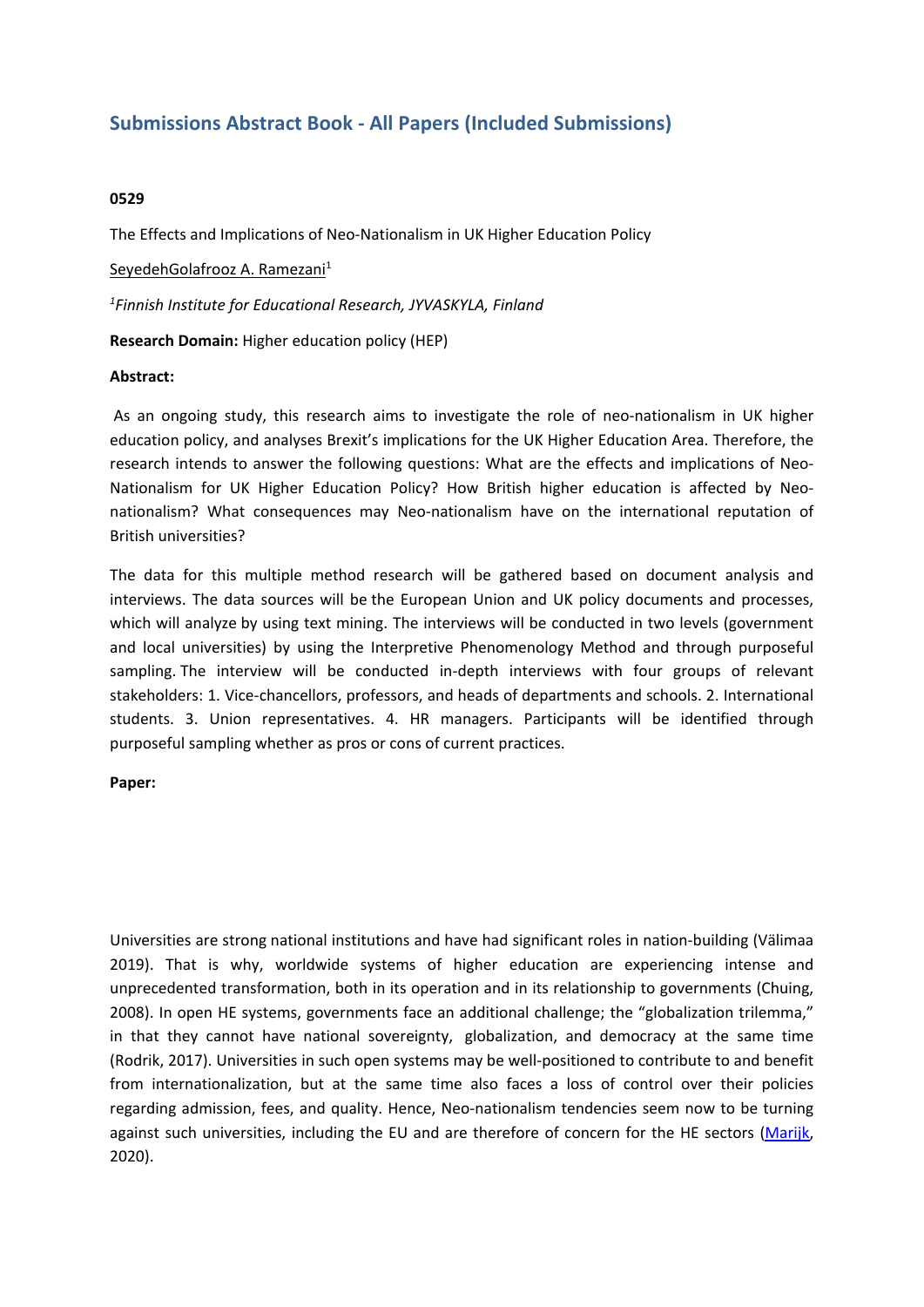# Submissions Abstract Book - All Papers (Included Submissions)

**0529**

The Effects and Implications of Neo-Nationalism in UK Higher Education Policy

SeyedehGolafrooz A. Ramezani[1]

*[1]Finnish Institute for Educational Research, JYVASKYLA, Finland*

**Research Domain:** Higher education policy (HEP)

**Abstract:**

As an ongoing study, this research aims to investigate the role of neo-nationalism in UK higher education policy, and analyses Brexit's implications for the UK Higher Education Area. Therefore, the research intends to answer the following questions: What are the effects and implications of Neo-Nationalism for UK Higher Education Policy? How British higher education is affected by Neo-nationalism? What consequences may Neo-nationalism have on the international reputation of British universities?

The data for this multiple method research will be gathered based on document analysis and interviews. The data sources will be the European Union and UK policy documents and processes, which will analyze by using text mining. The interviews will be conducted in two levels (government and local universities) by using the Interpretive Phenomenology Method and through purposeful sampling. The interview will be conducted in-depth interviews with four groups of relevant stakeholders: 1. Vice-chancellors, professors, and heads of departments and schools. 2. International students. 3. Union representatives. 4. HR managers. Participants will be identified through purposeful sampling whether as pros or cons of current practices.

**Paper:**

Universities are strong national institutions and have had significant roles in nation-building (Välimaa 2019). That is why, worldwide systems of higher education are experiencing intense and unprecedented transformation, both in its operation and in its relationship to governments (Chuing, 2008). In open HE systems, governments face an additional challenge; the "globalization trilemma," in that they cannot have national sovereignty, globalization, and democracy at the same time (Rodrik, 2017). Universities in such open systems may be well-positioned to contribute to and benefit from internationalization, but at the same time also faces a loss of control over their policies regarding admission, fees, and quality. Hence, Neo-nationalism tendencies seem now to be turning against such universities, including the EU and are therefore of concern for the HE sectors (Marijk, 2020).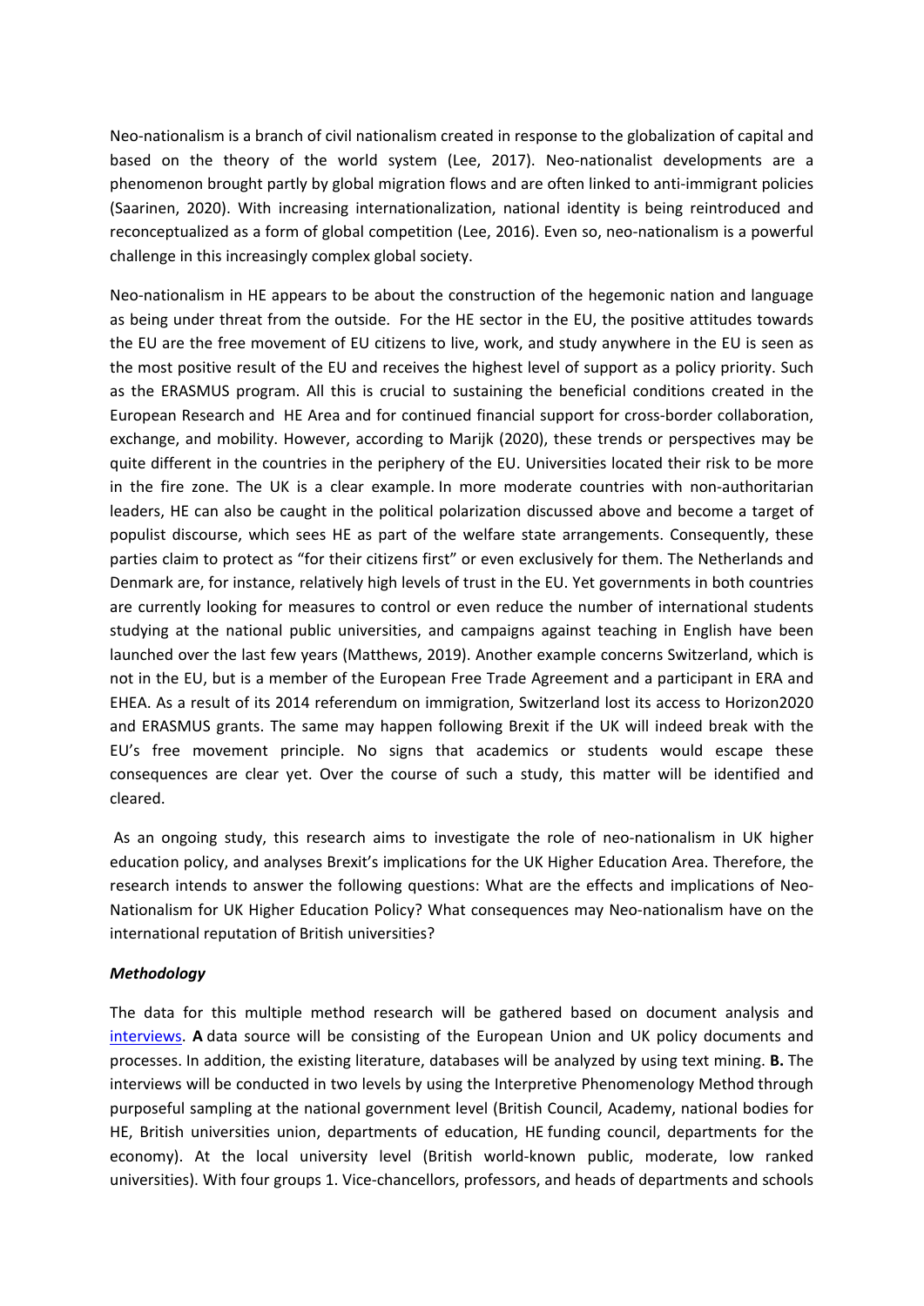Neo-nationalism is a branch of civil nationalism created in response to the globalization of capital and based on the theory of the world system (Lee, 2017). Neo-nationalist developments are a phenomenon brought partly by global migration flows and are often linked to anti-immigrant policies (Saarinen, 2020). With increasing internationalization, national identity is being reintroduced and reconceptualized as a form of global competition (Lee, 2016). Even so, neo-nationalism is a powerful challenge in this increasingly complex global society.

Neo-nationalism in HE appears to be about the construction of the hegemonic nation and language as being under threat from the outside. For the HE sector in the EU, the positive attitudes towards the EU are the free movement of EU citizens to live, work, and study anywhere in the EU is seen as the most positive result of the EU and receives the highest level of support as a policy priority. Such as the ERASMUS program. All this is crucial to sustaining the beneficial conditions created in the European Research and HE Area and for continued financial support for cross-border collaboration, exchange, and mobility. However, according to Marijk (2020), these trends or perspectives may be quite different in the countries in the periphery of the EU. Universities located their risk to be more in the fire zone. The UK is a clear example. In more moderate countries with non-authoritarian leaders, HE can also be caught in the political polarization discussed above and become a target of populist discourse, which sees HE as part of the welfare state arrangements. Consequently, these parties claim to protect as "for their citizens first" or even exclusively for them. The Netherlands and Denmark are, for instance, relatively high levels of trust in the EU. Yet governments in both countries are currently looking for measures to control or even reduce the number of international students studying at the national public universities, and campaigns against teaching in English have been launched over the last few years (Matthews, 2019). Another example concerns Switzerland, which is not in the EU, but is a member of the European Free Trade Agreement and a participant in ERA and EHEA. As a result of its 2014 referendum on immigration, Switzerland lost its access to Horizon2020 and ERASMUS grants. The same may happen following Brexit if the UK will indeed break with the EU's free movement principle. No signs that academics or students would escape these consequences are clear yet. Over the course of such a study, this matter will be identified and cleared.

As an ongoing study, this research aims to investigate the role of neo-nationalism in UK higher education policy, and analyses Brexit's implications for the UK Higher Education Area. Therefore, the research intends to answer the following questions: What are the effects and implications of Neo-Nationalism for UK Higher Education Policy? What consequences may Neo-nationalism have on the international reputation of British universities?

### *Methodology*

The data for this multiple method research will be gathered based on document analysis and interviews. **A** data source will be consisting of the European Union and UK policy documents and processes. In addition, the existing literature, databases will be analyzed by using text mining. **B.** The interviews will be conducted in two levels by using the Interpretive Phenomenology Method through purposeful sampling at the national government level (British Council, Academy, national bodies for HE, British universities union, departments of education, HE funding council, departments for the economy). At the local university level (British world-known public, moderate, low ranked universities). With four groups 1. Vice-chancellors, professors, and heads of departments and schools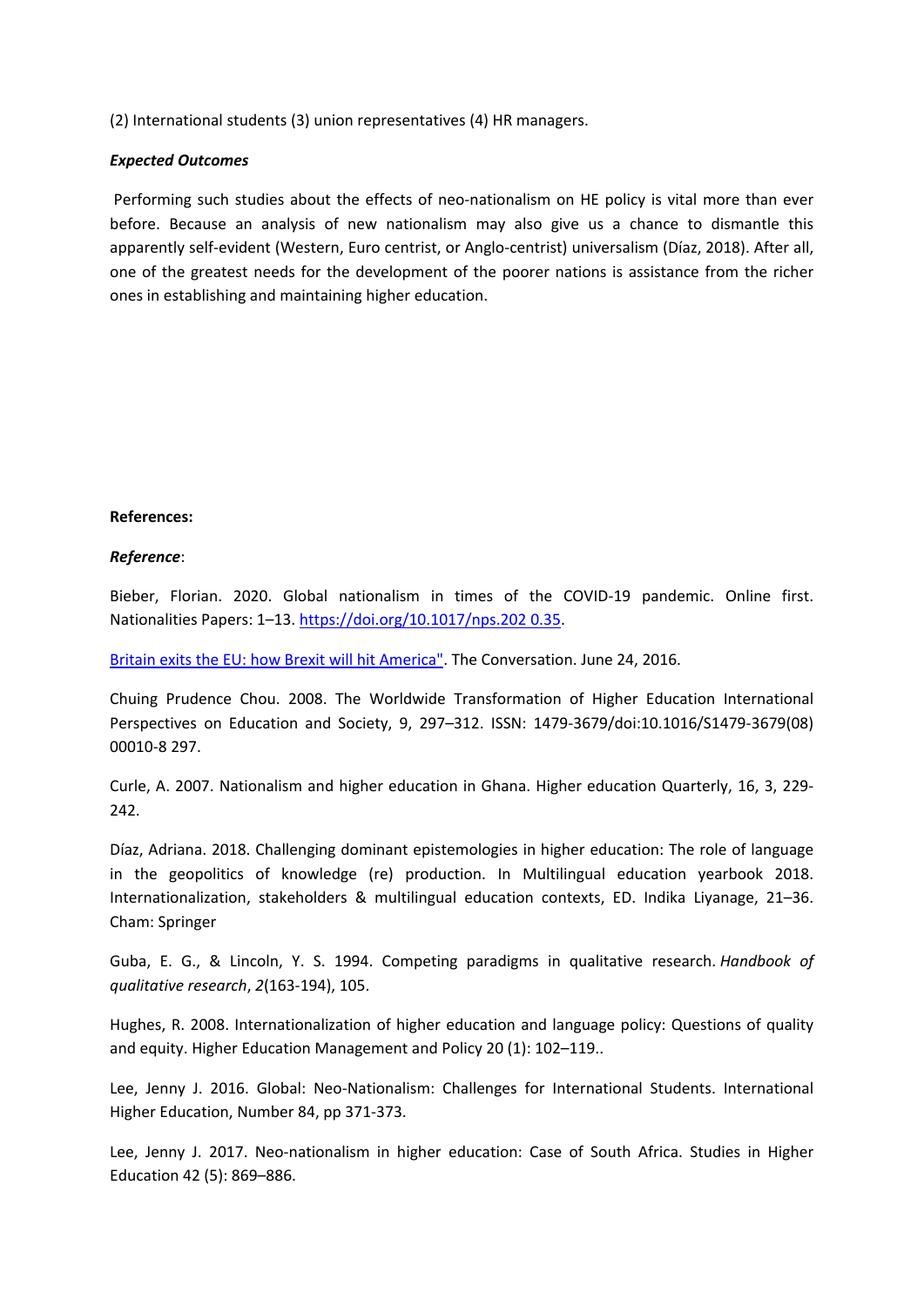(2) International students (3) union representatives (4) HR managers.

***Expected Outcomes***

Performing such studies about the effects of neo-nationalism on HE policy is vital more than ever before. Because an analysis of new nationalism may also give us a chance to dismantle this apparently self-evident (Western, Euro centrist, or Anglo-centrist) universalism (Díaz, 2018). After all, one of the greatest needs for the development of the poorer nations is assistance from the richer ones in establishing and maintaining higher education.

**References:**

***Reference***:

Bieber, Florian. 2020. Global nationalism in times of the COVID-19 pandemic. Online first. Nationalities Papers: 1–13. https://doi.org/10.1017/nps.202 0.35.

Britain exits the EU: how Brexit will hit America". The Conversation. June 24, 2016.

Chuing Prudence Chou. 2008. The Worldwide Transformation of Higher Education International Perspectives on Education and Society, 9, 297–312. ISSN: 1479-3679/doi:10.1016/S1479-3679(08) 00010-8 297.

Curle, A. 2007. Nationalism and higher education in Ghana. Higher education Quarterly, 16, 3, 229-242.

Díaz, Adriana. 2018. Challenging dominant epistemologies in higher education: The role of language in the geopolitics of knowledge (re) production. In Multilingual education yearbook 2018. Internationalization, stakeholders & multilingual education contexts, ED. Indika Liyanage, 21–36. Cham: Springer

Guba, E. G., & Lincoln, Y. S. 1994. Competing paradigms in qualitative research. *Handbook of qualitative research*, *2*(163-194), 105.

Hughes, R. 2008. Internationalization of higher education and language policy: Questions of quality and equity. Higher Education Management and Policy 20 (1): 102–119..

Lee, Jenny J. 2016. Global: Neo-Nationalism: Challenges for International Students. International Higher Education, Number 84, pp 371-373.

Lee, Jenny J. 2017. Neo-nationalism in higher education: Case of South Africa. Studies in Higher Education 42 (5): 869–886.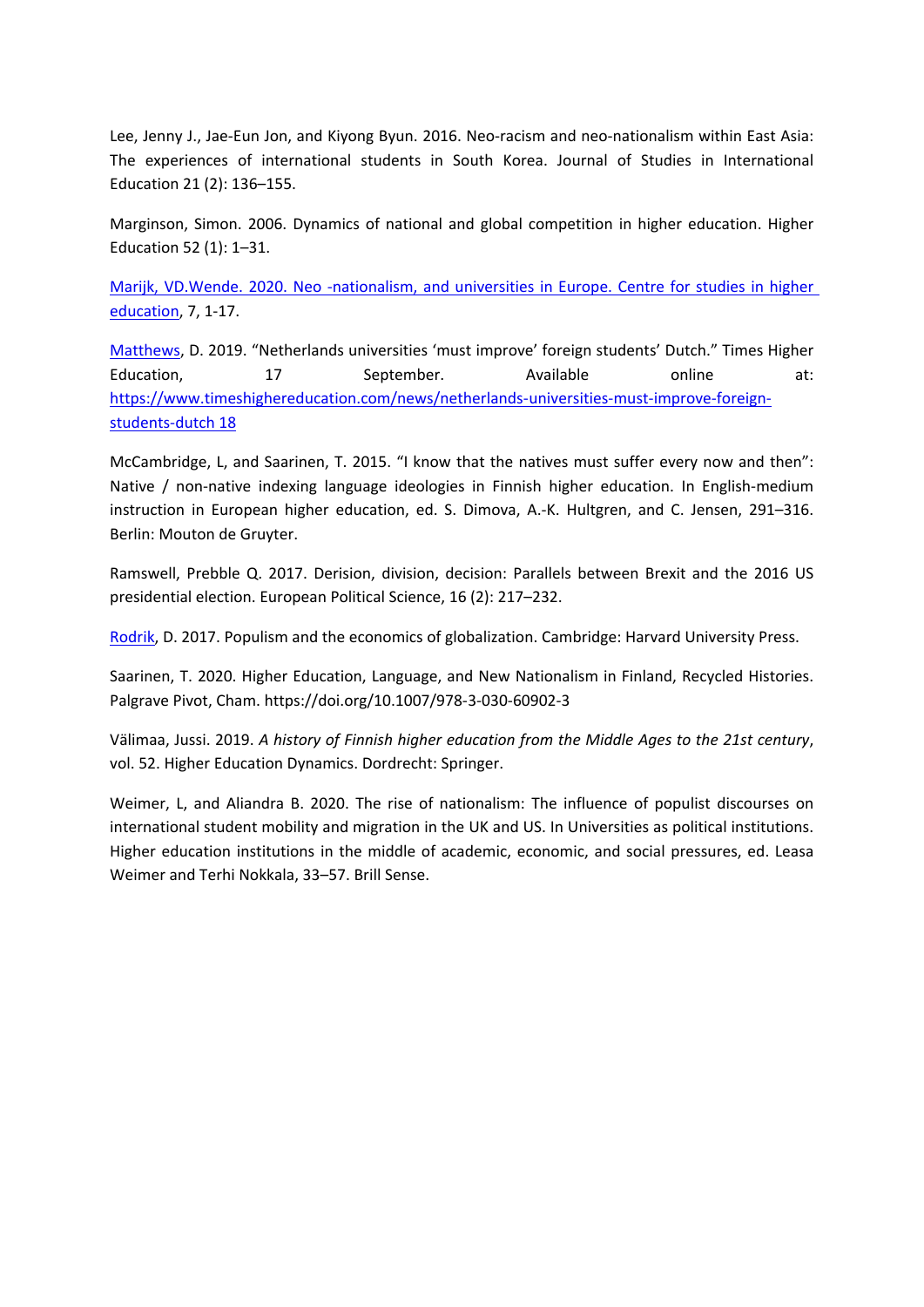Lee, Jenny J., Jae-Eun Jon, and Kiyong Byun. 2016. Neo-racism and neo-nationalism within East Asia: The experiences of international students in South Korea. Journal of Studies in International Education 21 (2): 136–155.

Marginson, Simon. 2006. Dynamics of national and global competition in higher education. Higher Education 52 (1): 1–31.

Marijk, VD.Wende. 2020. Neo -nationalism, and universities in Europe. Centre for studies in higher education, 7, 1-17.

Matthews, D. 2019. "Netherlands universities 'must improve' foreign students' Dutch." Times Higher Education, 17 September. Available online at: https://www.timeshighereducation.com/news/netherlands-universities-must-improve-foreign-students-dutch 18

McCambridge, L, and Saarinen, T. 2015. "I know that the natives must suffer every now and then": Native / non-native indexing language ideologies in Finnish higher education. In English-medium instruction in European higher education, ed. S. Dimova, A.-K. Hultgren, and C. Jensen, 291–316. Berlin: Mouton de Gruyter.

Ramswell, Prebble Q. 2017. Derision, division, decision: Parallels between Brexit and the 2016 US presidential election. European Political Science, 16 (2): 217–232.

Rodrik, D. 2017. Populism and the economics of globalization. Cambridge: Harvard University Press.

Saarinen, T. 2020. Higher Education, Language, and New Nationalism in Finland, Recycled Histories. Palgrave Pivot, Cham. https://doi.org/10.1007/978-3-030-60902-3

Välimaa, Jussi. 2019. *A history of Finnish higher education from the Middle Ages to the 21st century*, vol. 52. Higher Education Dynamics. Dordrecht: Springer.

Weimer, L, and Aliandra B. 2020. The rise of nationalism: The influence of populist discourses on international student mobility and migration in the UK and US. In Universities as political institutions. Higher education institutions in the middle of academic, economic, and social pressures, ed. Leasa Weimer and Terhi Nokkala, 33–57. Brill Sense.